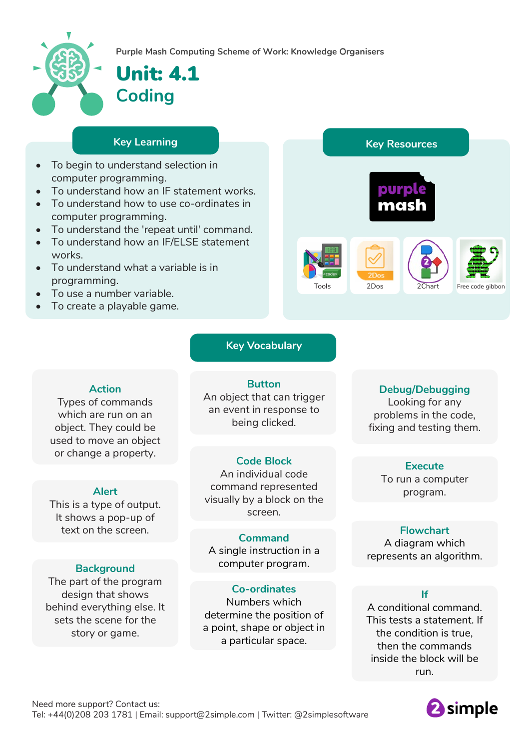Purple Mash Computing Scheme of Work: Knowledge Organisers

# Unit: 4.1
## Coding

### Key Learning

- To begin to understand selection in computer programming.
- To understand how an IF statement works.
- To understand how to use co-ordinates in computer programming.
- To understand the 'repeat until' command.
- To understand how an IF/ELSE statement works.
- To understand what a variable is in programming.
- To use a number variable.
- To create a playable game.

### Key Resources

purple mash

Tools | 2Dos | 2Chart | Free code gibbon

### Key Vocabulary

**Action**
Types of commands which are run on an object. They could be used to move an object or change a property.

**Alert**
This is a type of output. It shows a pop-up of text on the screen.

**Background**
The part of the program design that shows behind everything else. It sets the scene for the story or game.

**Button**
An object that can trigger an event in response to being clicked.

**Code Block**
An individual code command represented visually by a block on the screen.

**Command**
A single instruction in a computer program.

**Co-ordinates**
Numbers which determine the position of a point, shape or object in a particular space.

**Debug/Debugging**
Looking for any problems in the code, fixing and testing them.

**Execute**
To run a computer program.

**Flowchart**
A diagram which represents an algorithm.

**If**
A conditional command. This tests a statement. If the condition is true, then the commands inside the block will be run.

Need more support? Contact us:
Tel: +44(0)208 203 1781 | Email: support@2simple.com | Twitter: @2simplesoftware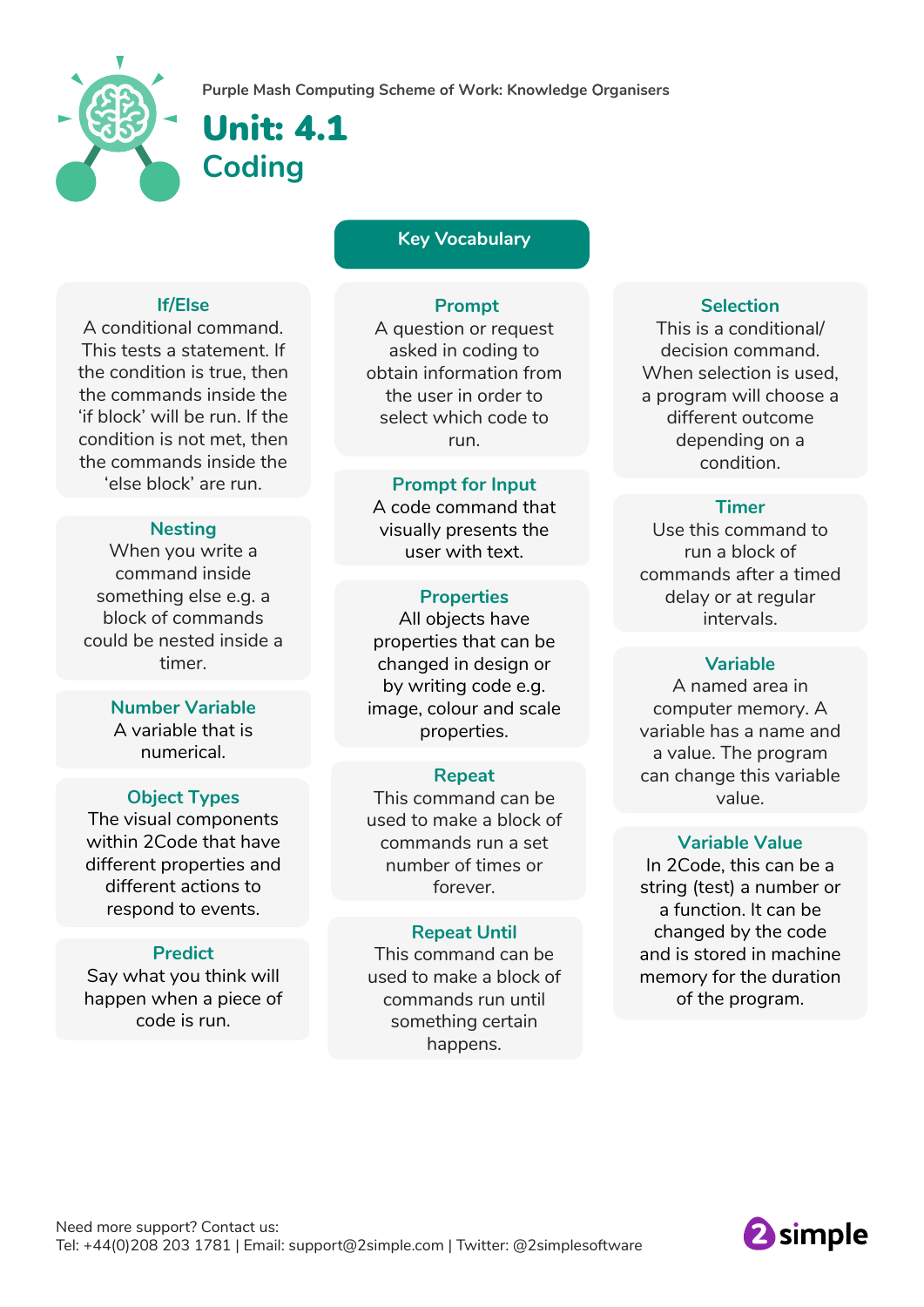Purple Mash Computing Scheme of Work: Knowledge Organisers

# Unit: 4.1
## Coding

### Key Vocabulary

**If/Else**
A conditional command. This tests a statement. If the condition is true, then the commands inside the 'if block' will be run. If the condition is not met, then the commands inside the 'else block' are run.

**Nesting**
When you write a command inside something else e.g. a block of commands could be nested inside a timer.

**Number Variable**
A variable that is numerical.

**Object Types**
The visual components within 2Code that have different properties and different actions to respond to events.

**Predict**
Say what you think will happen when a piece of code is run.

**Prompt**
A question or request asked in coding to obtain information from the user in order to select which code to run.

**Prompt for Input**
A code command that visually presents the user with text.

**Properties**
All objects have properties that can be changed in design or by writing code e.g. image, colour and scale properties.

**Repeat**
This command can be used to make a block of commands run a set number of times or forever.

**Repeat Until**
This command can be used to make a block of commands run until something certain happens.

**Selection**
This is a conditional/ decision command. When selection is used, a program will choose a different outcome depending on a condition.

**Timer**
Use this command to run a block of commands after a timed delay or at regular intervals.

**Variable**
A named area in computer memory. A variable has a name and a value. The program can change this variable value.

**Variable Value**
In 2Code, this can be a string (test) a number or a function. It can be changed by the code and is stored in machine memory for the duration of the program.

Need more support? Contact us:
Tel: +44(0)208 203 1781 | Email: support@2simple.com | Twitter: @2simplesoftware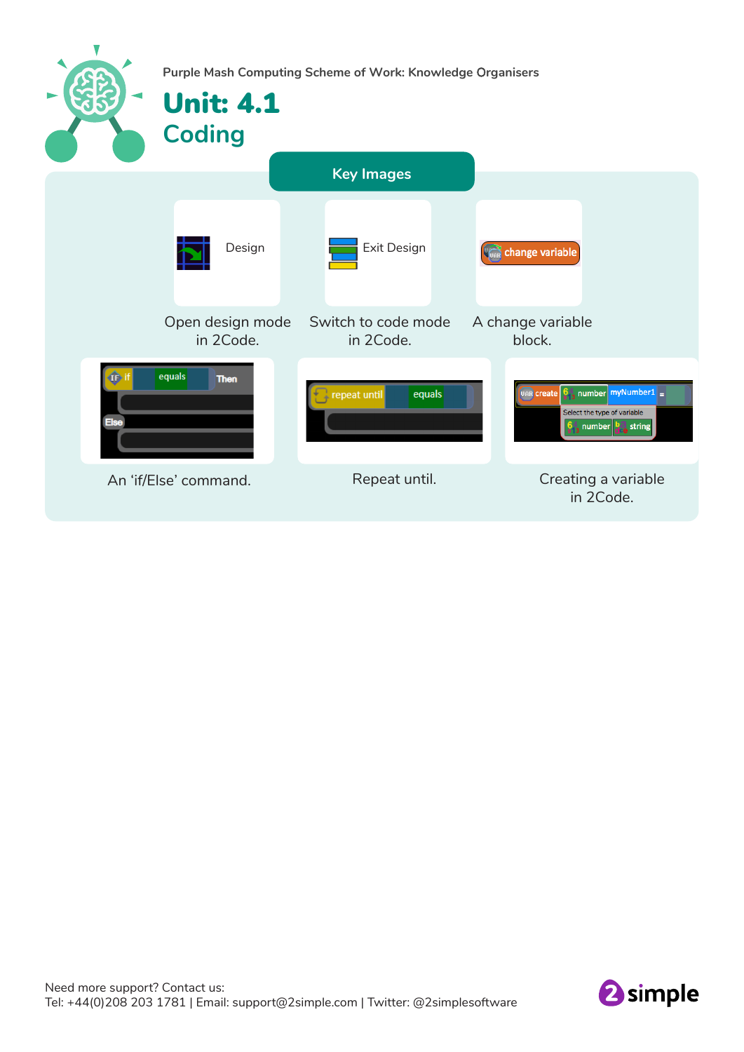Purple Mash Computing Scheme of Work: Knowledge Organisers

# Unit: 4.1
## Coding

### Key Images

Design

Open design mode in 2Code.

Exit Design

Switch to code mode in 2Code.

change variable

A change variable block.

An 'if/Else' command.

Repeat until.

Creating a variable in 2Code.

Need more support? Contact us:
Tel: +44(0)208 203 1781 | Email: support@2simple.com | Twitter: @2simplesoftware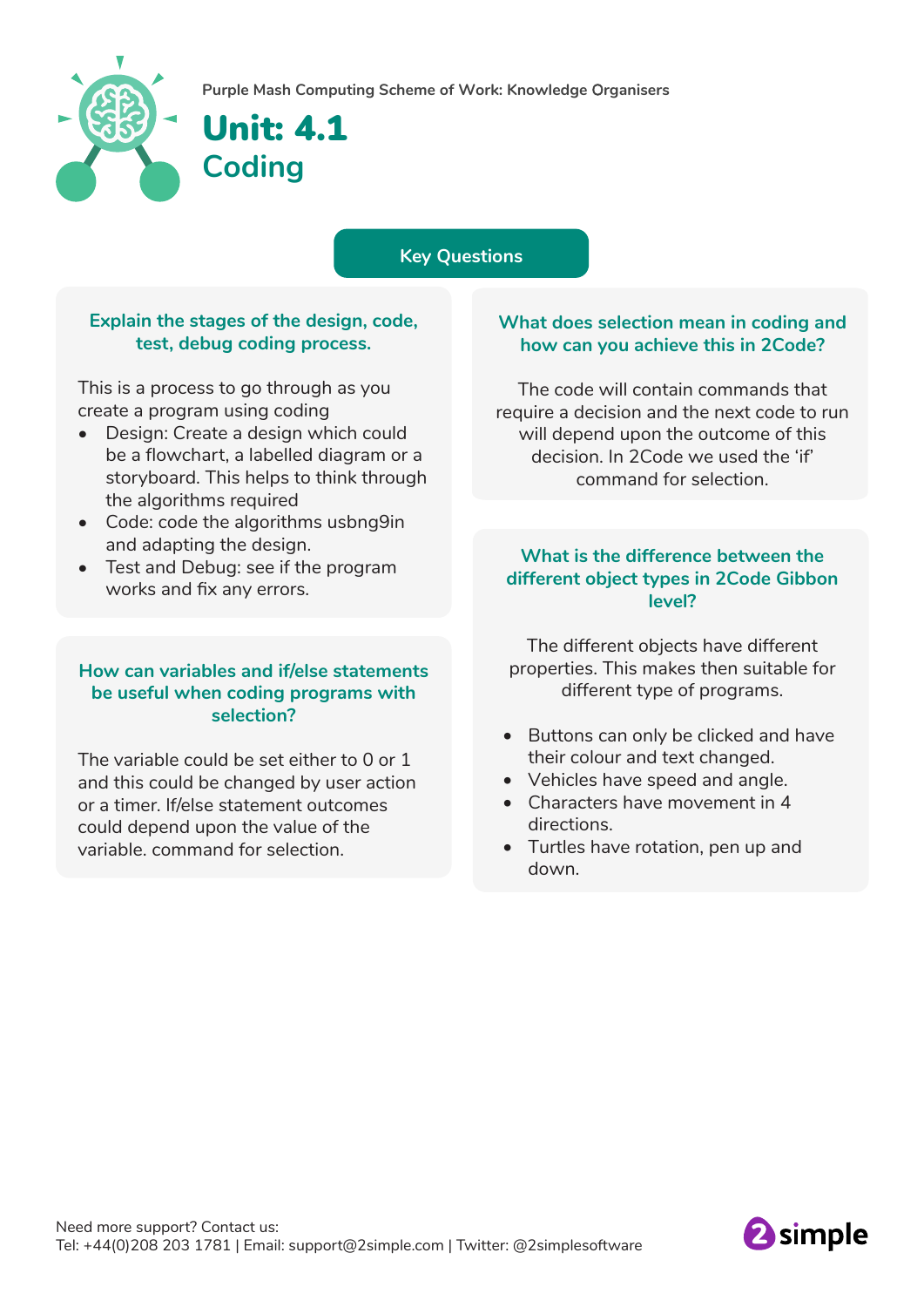Purple Mash Computing Scheme of Work: Knowledge Organisers

# Unit: 4.1
## Coding

### Key Questions

#### Explain the stages of the design, code, test, debug coding process.

This is a process to go through as you create a program using coding

- Design: Create a design which could be a flowchart, a labelled diagram or a storyboard. This helps to think through the algorithms required
- Code: code the algorithms usbng9in and adapting the design.
- Test and Debug: see if the program works and fix any errors.

#### How can variables and if/else statements be useful when coding programs with selection?

The variable could be set either to 0 or 1 and this could be changed by user action or a timer. If/else statement outcomes could depend upon the value of the variable. command for selection.

#### What does selection mean in coding and how can you achieve this in 2Code?

The code will contain commands that require a decision and the next code to run will depend upon the outcome of this decision. In 2Code we used the 'if' command for selection.

#### What is the difference between the different object types in 2Code Gibbon level?

The different objects have different properties. This makes then suitable for different type of programs.

- Buttons can only be clicked and have their colour and text changed.
- Vehicles have speed and angle.
- Characters have movement in 4 directions.
- Turtles have rotation, pen up and down.

Need more support? Contact us:
Tel: +44(0)208 203 1781 | Email: support@2simple.com | Twitter: @2simplesoftware